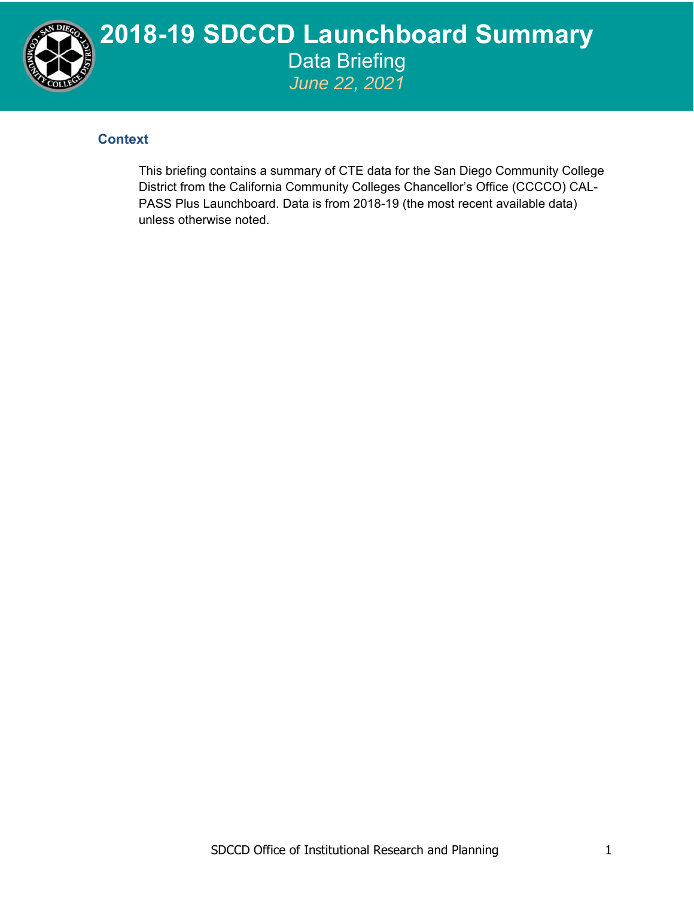# 2018-19 SDCCD Launchboard Summary

## Data Briefing

*June 22, 2021*

### Context

This briefing contains a summary of CTE data for the San Diego Community College District from the California Community Colleges Chancellor's Office (CCCCO) CAL-PASS Plus Launchboard. Data is from 2018-19 (the most recent available data) unless otherwise noted.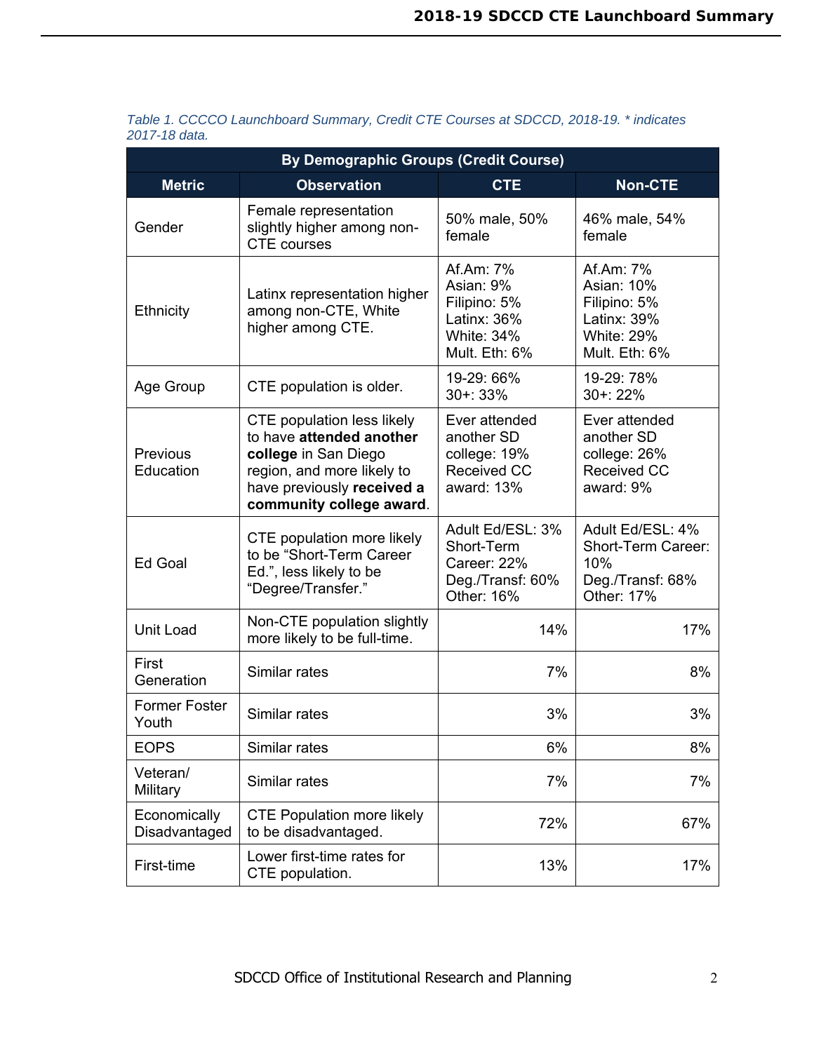*Table 1. CCCCO Launchboard Summary, Credit CTE Courses at SDCCD, 2018-19. * indicates 2017-18 data.*

| By Demographic Groups (Credit Course) | | | |
|---|---|---|---|
| **Metric** | **Observation** | **CTE** | **Non-CTE** |
| Gender | Female representation slightly higher among non-CTE courses | 50% male, 50% female | 46% male, 54% female |
| Ethnicity | Latinx representation higher among non-CTE, White higher among CTE. | Af.Am: 7%<br>Asian: 9%<br>Filipino: 5%<br>Latinx: 36%<br>White: 34%<br>Mult. Eth: 6% | Af.Am: 7%<br>Asian: 10%<br>Filipino: 5%<br>Latinx: 39%<br>White: 29%<br>Mult. Eth: 6% |
| Age Group | CTE population is older. | 19-29: 66%<br>30+: 33% | 19-29: 78%<br>30+: 22% |
| Previous Education | CTE population less likely to have **attended another college** in San Diego region, and more likely to have previously **received a community college award**. | Ever attended another SD college: 19%<br>Received CC award: 13% | Ever attended another SD college: 26%<br>Received CC award: 9% |
| Ed Goal | CTE population more likely to be "Short-Term Career Ed.", less likely to be "Degree/Transfer." | Adult Ed/ESL: 3%<br>Short-Term Career: 22%<br>Deg./Transf: 60%<br>Other: 16% | Adult Ed/ESL: 4%<br>Short-Term Career: 10%<br>Deg./Transf: 68%<br>Other: 17% |
| Unit Load | Non-CTE population slightly more likely to be full-time. | 14% | 17% |
| First Generation | Similar rates | 7% | 8% |
| Former Foster Youth | Similar rates | 3% | 3% |
| EOPS | Similar rates | 6% | 8% |
| Veteran/ Military | Similar rates | 7% | 7% |
| Economically Disadvantaged | CTE Population more likely to be disadvantaged. | 72% | 67% |
| First-time | Lower first-time rates for CTE population. | 13% | 17% |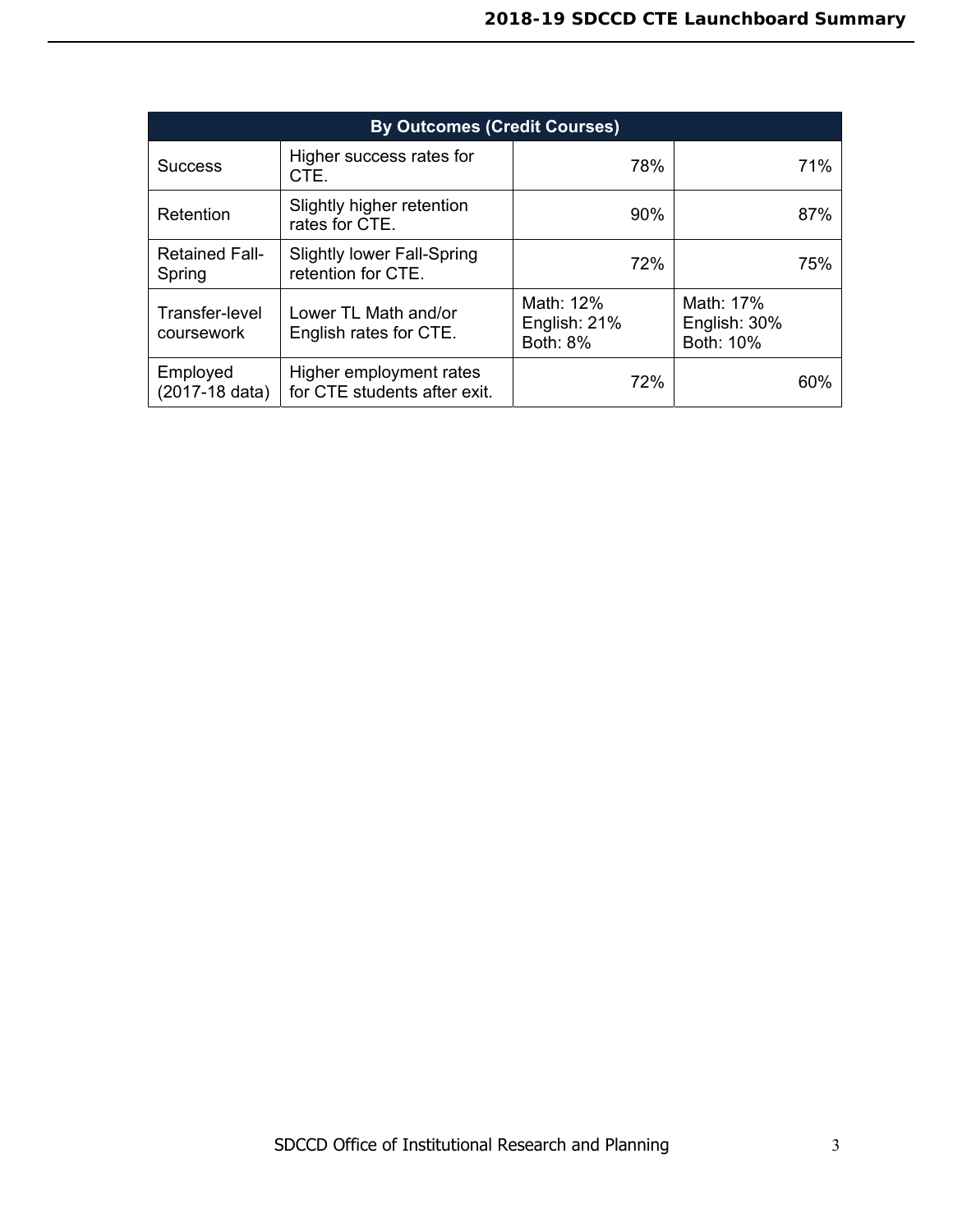| By Outcomes (Credit Courses) | | | |
|---|---|---|---|
| Success | Higher success rates for CTE. | 78% | 71% |
| Retention | Slightly higher retention rates for CTE. | 90% | 87% |
| Retained Fall-Spring | Slightly lower Fall-Spring retention for CTE. | 72% | 75% |
| Transfer-level coursework | Lower TL Math and/or English rates for CTE. | Math: 12%<br>English: 21%<br>Both: 8% | Math: 17%<br>English: 30%<br>Both: 10% |
| Employed (2017-18 data) | Higher employment rates for CTE students after exit. | 72% | 60% |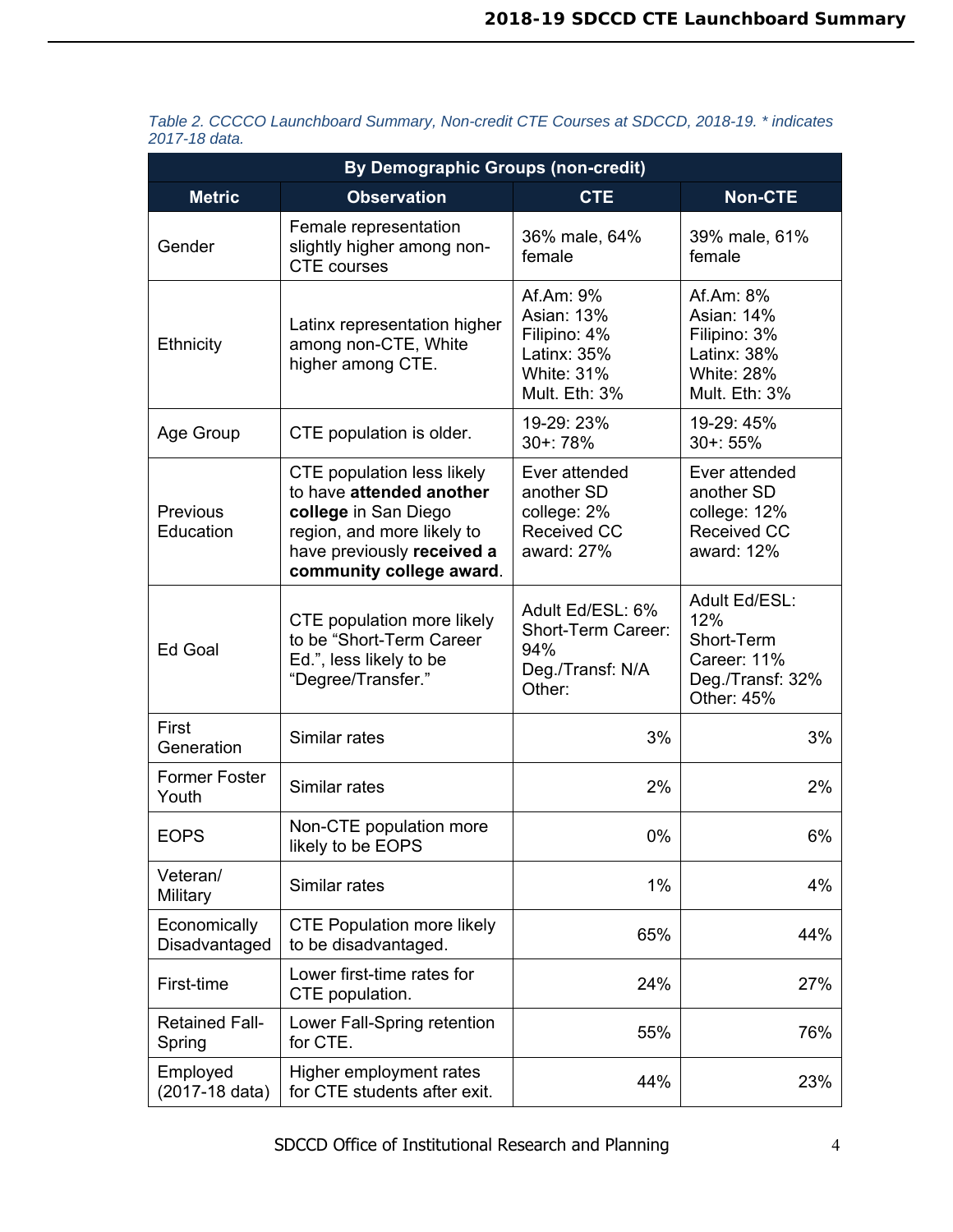*Table 2. CCCCO Launchboard Summary, Non-credit CTE Courses at SDCCD, 2018-19. * indicates 2017-18 data.*

| By Demographic Groups (non-credit) | | | |
|---|---|---|---|
| **Metric** | **Observation** | **CTE** | **Non-CTE** |
| Gender | Female representation slightly higher among non-CTE courses | 36% male, 64% female | 39% male, 61% female |
| Ethnicity | Latinx representation higher among non-CTE, White higher among CTE. | Af.Am: 9%<br>Asian: 13%<br>Filipino: 4%<br>Latinx: 35%<br>White: 31%<br>Mult. Eth: 3% | Af.Am: 8%<br>Asian: 14%<br>Filipino: 3%<br>Latinx: 38%<br>White: 28%<br>Mult. Eth: 3% |
| Age Group | CTE population is older. | 19-29: 23%<br>30+: 78% | 19-29: 45%<br>30+: 55% |
| Previous Education | CTE population less likely to have **attended another college** in San Diego region, and more likely to have previously **received a community college award**. | Ever attended another SD college: 2%<br>Received CC award: 27% | Ever attended another SD college: 12%<br>Received CC award: 12% |
| Ed Goal | CTE population more likely to be "Short-Term Career Ed.", less likely to be "Degree/Transfer." | Adult Ed/ESL: 6%<br>Short-Term Career: 94%<br>Deg./Transf: N/A<br>Other: | Adult Ed/ESL: 12%<br>Short-Term Career: 11%<br>Deg./Transf: 32%<br>Other: 45% |
| First Generation | Similar rates | 3% | 3% |
| Former Foster Youth | Similar rates | 2% | 2% |
| EOPS | Non-CTE population more likely to be EOPS | 0% | 6% |
| Veteran/ Military | Similar rates | 1% | 4% |
| Economically Disadvantaged | CTE Population more likely to be disadvantaged. | 65% | 44% |
| First-time | Lower first-time rates for CTE population. | 24% | 27% |
| Retained Fall-Spring | Lower Fall-Spring retention for CTE. | 55% | 76% |
| Employed (2017-18 data) | Higher employment rates for CTE students after exit. | 44% | 23% |

SDCCD Office of Institutional Research and Planning